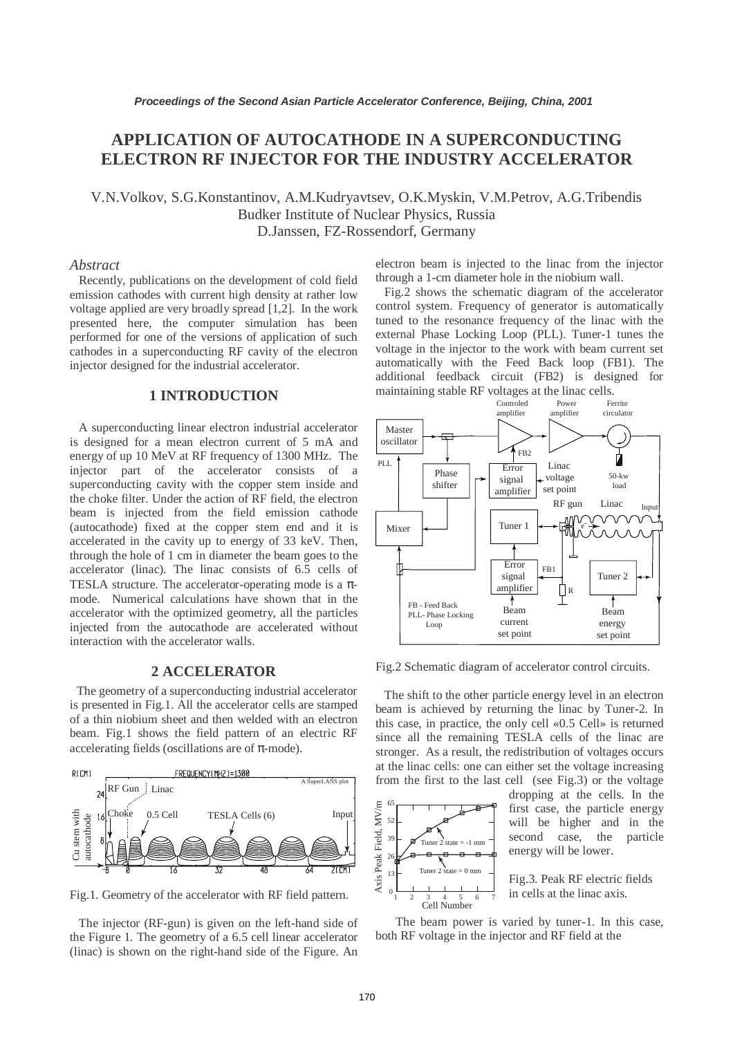# APPLICATION OF AUTOCATHODE IN A SUPERCONDUCTING ELECTRON RF INJECTOR FOR THE INDUSTRY ACCELERATOR

V.N.Volkov, S.G.Konstantinov, A.M.Kudryavtsev, O.K.Myskin, V.M.Petrov, A.G.Tribendis
Budker Institute of Nuclear Physics, Russia
D.Janssen, FZ-Rossendorf, Germany

## *Abstract*

Recently, publications on the development of cold field emission cathodes with current high density at rather low voltage applied are very broadly spread [1,2]. In the work presented here, the computer simulation has been performed for one of the versions of application of such cathodes in a superconducting RF cavity of the electron injector designed for the industrial accelerator.

## 1 INTRODUCTION

A superconducting linear electron industrial accelerator is designed for a mean electron current of 5 mA and energy of up 10 MeV at RF frequency of 1300 MHz. The injector part of the accelerator consists of a superconducting cavity with the copper stem inside and the choke filter. Under the action of RF field, the electron beam is injected from the field emission cathode (autocathode) fixed at the copper stem end and it is accelerated in the cavity up to energy of 33 keV. Then, through the hole of 1 cm in diameter the beam goes to the accelerator (linac). The linac consists of 6.5 cells of TESLA structure. The accelerator-operating mode is a π-mode. Numerical calculations have shown that in the accelerator with the optimized geometry, all the particles injected from the autocathode are accelerated without interaction with the accelerator walls.

## 2 ACCELERATOR

The geometry of a superconducting industrial accelerator is presented in Fig.1. All the accelerator cells are stamped of a thin niobium sheet and then welded with an electron beam. Fig.1 shows the field pattern of an electric RF accelerating fields (oscillations are of π-mode).

Fig.1. Geometry of the accelerator with RF field pattern.

The injector (RF-gun) is given on the left-hand side of the Figure 1. The geometry of a 6.5 cell linear accelerator (linac) is shown on the right-hand side of the Figure. An electron beam is injected to the linac from the injector through a 1-cm diameter hole in the niobium wall.

Fig.2 shows the schematic diagram of the accelerator control system. Frequency of generator is automatically tuned to the resonance frequency of the linac with the external Phase Locking Loop (PLL). Tuner-1 tunes the voltage in the injector to the work with beam current set automatically with the Feed Back loop (FB1). The additional feedback circuit (FB2) is designed for maintaining stable RF voltages at the linac cells.

Fig.2 Schematic diagram of accelerator control circuits.

The shift to the other particle energy level in an electron beam is achieved by returning the linac by Tuner-2. In this case, in practice, the only cell «0.5 Cell» is returned since all the remaining TESLA cells of the linac are stronger. As a result, the redistribution of voltages occurs at the linac cells: one can either set the voltage increasing from the first to the last cell (see Fig.3) or the voltage dropping at the cells. In the first case, the particle energy will be higher and in the second case, the particle energy will be lower.

Fig.3. Peak RF electric fields in cells at the linac axis.

The beam power is varied by tuner-1. In this case, both RF voltage in the injector and RF field at the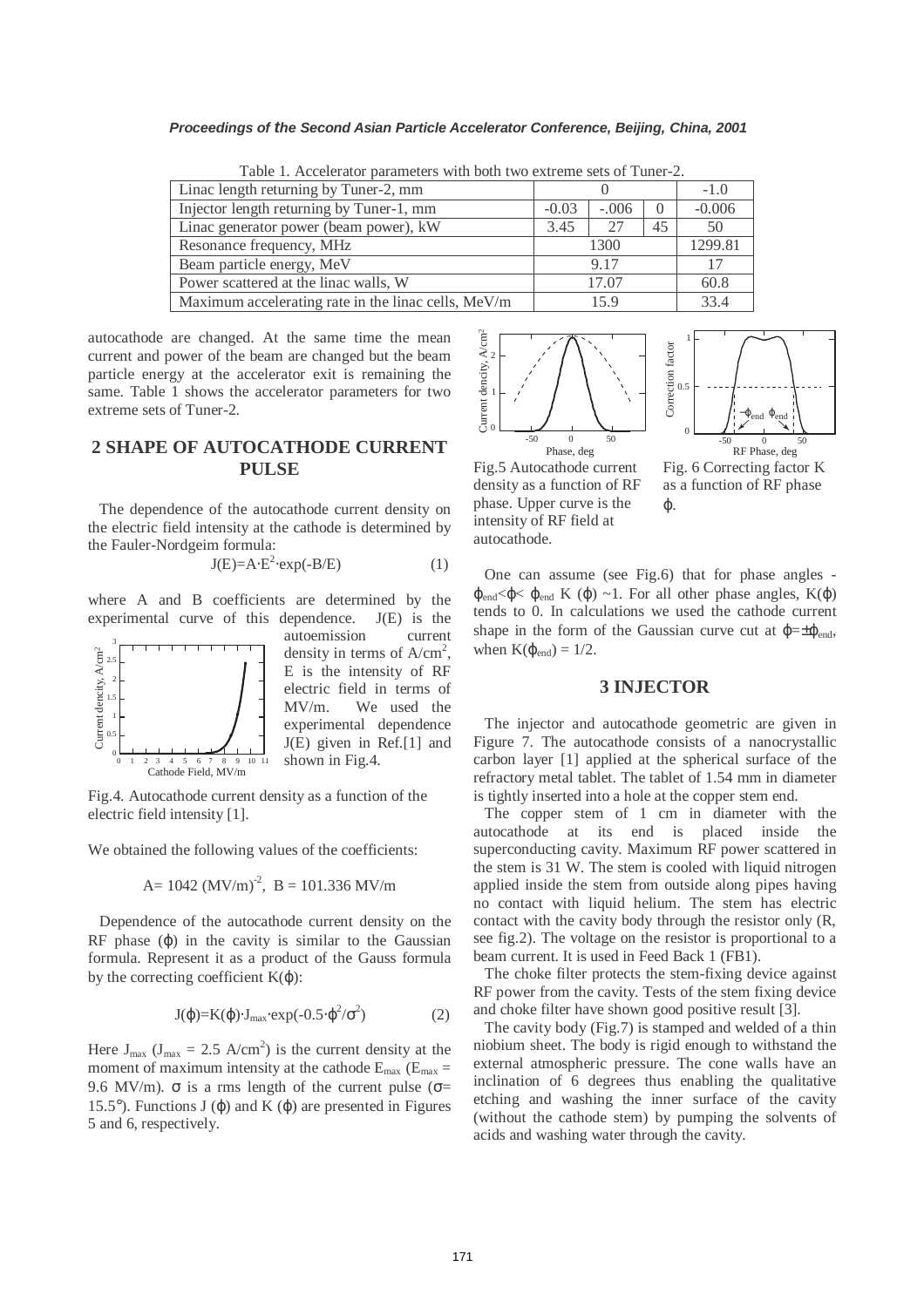Table 1. Accelerator parameters with both two extreme sets of Tuner-2.

| Linac length returning by Tuner-2, mm | 0 | | | -1.0 |
|---|---|---|---|---|
| Injector length returning by Tuner-1, mm | -0.03 | -.006 | 0 | -0.006 |
| Linac generator power (beam power), kW | 3.45 | 27 | 45 | 50 |
| Resonance frequency, MHz | 1300 | | | 1299.81 |
| Beam particle energy, MeV | 9.17 | | | 17 |
| Power scattered at the linac walls, W | 17.07 | | | 60.8 |
| Maximum accelerating rate in the linac cells, MeV/m | 15.9 | | | 33.4 |

autocathode are changed. At the same time the mean current and power of the beam are changed but the beam particle energy at the accelerator exit is remaining the same. Table 1 shows the accelerator parameters for two extreme sets of Tuner-2.

## 2 SHAPE OF AUTOCATHODE CURRENT PULSE

The dependence of the autocathode current density on the electric field intensity at the cathode is determined by the Fauler-Nordgeim formula:

$$J(E)=A\cdot E^2\cdot \exp(-B/E) \qquad (1)$$

where A and B coefficients are determined by the experimental curve of this dependence. $J(E)$ is the autoemission current density in terms of $A/cm^2$, E is the intensity of RF electric field in terms of MV/m. We used the experimental dependence $J(E)$ given in Ref.[1] and shown in Fig.4.

Fig.4. Autocathode current density as a function of the electric field intensity [1].

We obtained the following values of the coefficients:

$$A = 1042\ (MV/m)^{-2},\ \ B = 101.336\ MV/m$$

Dependence of the autocathode current density on the RF phase ($\varphi$) in the cavity is similar to the Gaussian formula. Represent it as a product of the Gauss formula by the correcting coefficient $K(\varphi)$:

$$J(\varphi)=K(\varphi)\cdot J_{max}\cdot \exp(-0.5\cdot\varphi^2/\sigma^2) \qquad (2)$$

Here $J_{max}$ ($J_{max}$ = 2.5 $A/cm^2$) is the current density at the moment of maximum intensity at the cathode $E_{max}$ ($E_{max}$ = 9.6 MV/m). $\sigma$ is a rms length of the current pulse ($\sigma$= 15.5°). Functions $J(\varphi)$ and $K(\varphi)$ are presented in Figures 5 and 6, respectively.

Fig.5 Autocathode current density as a function of RF phase. Upper curve is the intensity of RF field at autocathode.

Fig. 6 Correcting factor K as a function of RF phase $\varphi$.

One can assume (see Fig.6) that for phase angles $-\varphi_{end}<\varphi<\varphi_{end}$ $K(\varphi)\sim 1$. For all other phase angles, $K(\varphi)$ tends to 0. In calculations we used the cathode current shape in the form of the Gaussian curve cut at $\varphi=\pm\varphi_{end}$, when $K(\varphi_{end}) = 1/2$.

## 3 INJECTOR

The injector and autocathode geometric are given in Figure 7. The autocathode consists of a nanocrystallic carbon layer [1] applied at the spherical surface of the refractory metal tablet. The tablet of 1.54 mm in diameter is tightly inserted into a hole at the copper stem end.

The copper stem of 1 cm in diameter with the autocathode at its end is placed inside the superconducting cavity. Maximum RF power scattered in the stem is 31 W. The stem is cooled with liquid nitrogen applied inside the stem from outside along pipes having no contact with liquid helium. The stem has electric contact with the cavity body through the resistor only (R, see fig.2). The voltage on the resistor is proportional to a beam current. It is used in Feed Back 1 (FB1).

The choke filter protects the stem-fixing device against RF power from the cavity. Tests of the stem fixing device and choke filter have shown good positive result [3].

The cavity body (Fig.7) is stamped and welded of a thin niobium sheet. The body is rigid enough to withstand the external atmospheric pressure. The cone walls have an inclination of 6 degrees thus enabling the qualitative etching and washing the inner surface of the cavity (without the cathode stem) by pumping the solvents of acids and washing water through the cavity.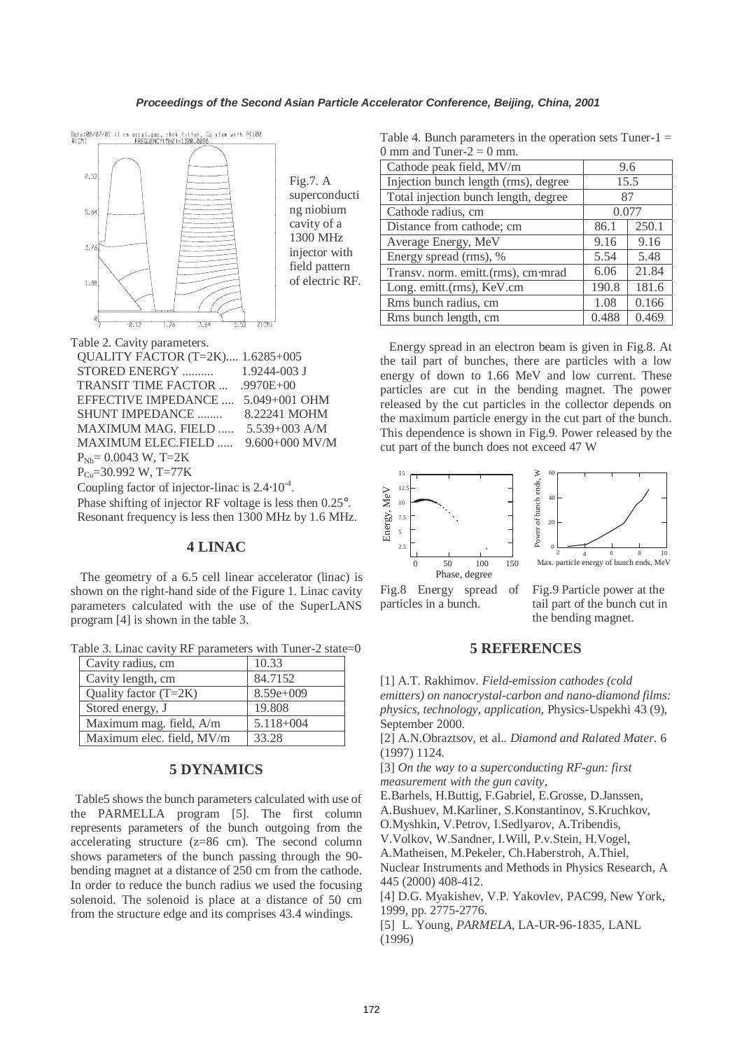Date:08/07/01 :1 cm accel.gap, chok filter, Cu stem with R<100
R(CM) FREQUENCY(MHZ)=1300.0000

7.52
5.64
3.76
1.88
0
-2 -0.12 1.76 3.64 5.52 Z(CM)

Fig.7. A superconducting niobium cavity of a 1300 MHz injector with field pattern of electric RF.

Table 2. Cavity parameters.

QUALITY FACTOR (T=2K).... 1.6285+005
STORED ENERGY .......... 1.9244-003 J
TRANSIT TIME FACTOR ... .9970E+00
EFFECTIVE IMPEDANCE .... 5.049+001 OHM
SHUNT IMPEDANCE ........ 8.22241 MOHM
MAXIMUM MAG. FIELD ..... 5.539+003 A/M
MAXIMUM ELEC.FIELD ..... 9.600+000 MV/M
$P_{Nb}$= 0.0043 W, T=2K
$P_{Cu}$=30.992 W, T=77K

Coupling factor of injector-linac is $2.4 \cdot 10^{-4}$.

Phase shifting of injector RF voltage is less then 0.25°.

Resonant frequency is less then 1300 MHz by 1.6 MHz.

## 4 LINAC

The geometry of a 6.5 cell linear accelerator (linac) is shown on the right-hand side of the Figure 1. Linac cavity parameters calculated with the use of the SuperLANS program [4] is shown in the table 3.

Table 3. Linac cavity RF parameters with Tuner-2 state=0

| | |
|---|---|
| Cavity radius, cm | 10.33 |
| Cavity length, cm | 84.7152 |
| Quality factor (T=2K) | 8.59e+009 |
| Stored energy, J | 19.808 |
| Maximum mag. field, A/m | 5.118+004 |
| Maximum elec. field, MV/m | 33.28 |

## 5 DYNAMICS

Table5 shows the bunch parameters calculated with use of the PARMELLA program [5]. The first column represents parameters of the bunch outgoing from the accelerating structure (z=86 cm). The second column shows parameters of the bunch passing through the 90-bending magnet at a distance of 250 cm from the cathode. In order to reduce the bunch radius we used the focusing solenoid. The solenoid is place at a distance of 50 cm from the structure edge and its comprises 43.4 windings.

Table 4. Bunch parameters in the operation sets Tuner-1 = 0 mm and Tuner-2 = 0 mm.

| | | |
|---|---|---|
| Cathode peak field, MV/m | 9.6 | |
| Injection bunch length (rms), degree | 15.5 | |
| Total injection bunch length, degree | 87 | |
| Cathode radius, cm | 0.077 | |
| Distance from cathode; cm | 86.1 | 250.1 |
| Average Energy, MeV | 9.16 | 9.16 |
| Energy spread (rms), % | 5.54 | 5.48 |
| Transv. norm. emitt.(rms), cm·mrad | 6.06 | 21.84 |
| Long. emitt.(rms), KeV.cm | 190.8 | 181.6 |
| Rms bunch radius, cm | 1.08 | 0.166 |
| Rms bunch length, cm | 0.488 | 0.469 |

Energy spread in an electron beam is given in Fig.8. At the tail part of bunches, there are particles with a low energy of down to 1.66 MeV and low current. These particles are cut in the bending magnet. The power released by the cut particles in the collector depends on the maximum particle energy in the cut part of the bunch. This dependence is shown in Fig.9. Power released by the cut part of the bunch does not exceed 47 W

Energy, MeV
15
12.5
10
7.5
5
2.5
0 50 100 150
Phase, degree

Fig.8 Energy spread of particles in a bunch.

Power of bunch ends, W
60
40
20
0
2 4 6 8 10
Max. particle energy of bunch ends, MeV

Fig.9 Particle power at the tail part of the bunch cut in the bending magnet.

## 5 REFERENCES

[1] A.T. Rakhimov. *Field-emission cathodes (cold emitters) on nanocrystal-carbon and nano-diamond films: physics, technology, application*, Physics-Uspekhi 43 (9), September 2000.

[2] A.N.Obraztsov, et al.. *Diamond and Ralated Mater.* 6 (1997) 1124.

[3] *On the way to a superconducting RF-gun: first measurement with the gun cavity*,
E.Barhels, H.Buttig, F.Gabriel, E.Grosse, D.Janssen, A.Bushuev, M.Karliner, S.Konstantinov, S.Kruchkov, O.Myshkin, V.Petrov, I.Sedlyarov, A.Tribendis, V.Volkov, W.Sandner, I.Will, P.v.Stein, H.Vogel, A.Matheisen, M.Pekeler, Ch.Haberstroh, A.Thiel, Nuclear Instruments and Methods in Physics Research, A 445 (2000) 408-412.

[4] D.G. Myakishev, V.P. Yakovlev, PAC99, New York, 1999, pp. 2775-2776.

[5] L. Young, *PARMELA*, LA-UR-96-1835, LANL (1996)